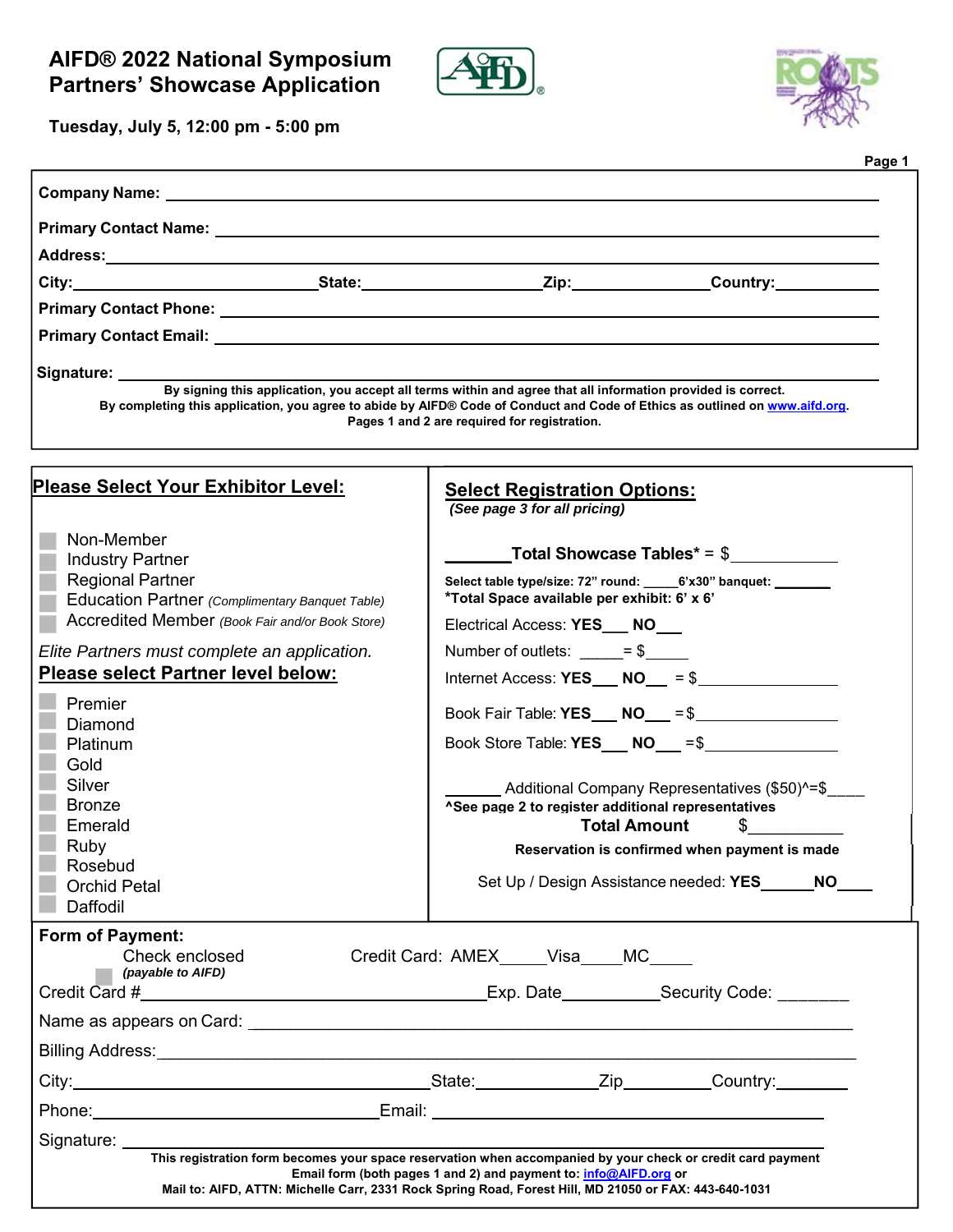# AIFD® 2022 National Symposium Partners' Showcase Application

**Tuesday, July 5, 12:00 pm - 5:00 pm**

**Company Name:** ______________________________

**Primary Contact Name:** ______________________________

**Address:** ______________________________

**City:** ____________ **State:** ____________ **Zip:** ____________ **Country:** ____________

**Primary Contact Phone:** ______________________________

**Primary Contact Email:** ______________________________

**Signature:** ______________________________

**By signing this application, you accept all terms within and agree that all information provided is correct.**
**By completing this application, you agree to abide by AIFD® Code of Conduct and Code of Ethics as outlined on www.aifd.org.**
**Pages 1 and 2 are required for registration.**

## Please Select Your Exhibitor Level:

- Non-Member
- Industry Partner
- Regional Partner
- Education Partner *(Complimentary Banquet Table)*
- Accredited Member *(Book Fair and/or Book Store)*

*Elite Partners must complete an application.*

**Please select Partner level below:**

- Premier
- Diamond
- Platinum
- Gold
- Silver
- Bronze
- Emerald
- Ruby
- Rosebud
- Orchid Petal
- Daffodil

## Select Registration Options:

*(See page 3 for all pricing)*

_______ **Total Showcase Tables*** = $____________

**Select table type/size: 72" round: _____6'x30" banquet: _______**
***Total Space available per exhibit: 6' x 6'**

Electrical Access: **YES**___ **NO**___

Number of outlets: _____= $_____

Internet Access: **YES**___ **NO**___ = $____________

Book Fair Table: **YES**___ **NO**___ =$____________

Book Store Table: **YES**___ **NO**___ =$____________

_______ Additional Company Representatives ($50)^=$____
**^See page 2 to register additional representatives**

**Total Amount** $__________

**Reservation is confirmed when payment is made**

Set Up / Design Assistance needed: **YES**______ **NO**____

**Form of Payment:**

Check enclosed *(payable to AIFD)* Credit Card: AMEX_____Visa____MC____

Credit Card #______________________Exp. Date__________Security Code: _______

Name as appears on Card: ______________________________

Billing Address: ______________________________

City: ____________ State: ____________ Zip__________ Country: ________

Phone: ____________ Email: ______________________________

Signature: ______________________________

**This registration form becomes your space reservation when accompanied by your check or credit card payment**
**Email form (both pages 1 and 2) and payment to: info@AIFD.org or**
**Mail to: AIFD, ATTN: Michelle Carr, 2331 Rock Spring Road, Forest Hill, MD 21050 or FAX: 443-640-1031**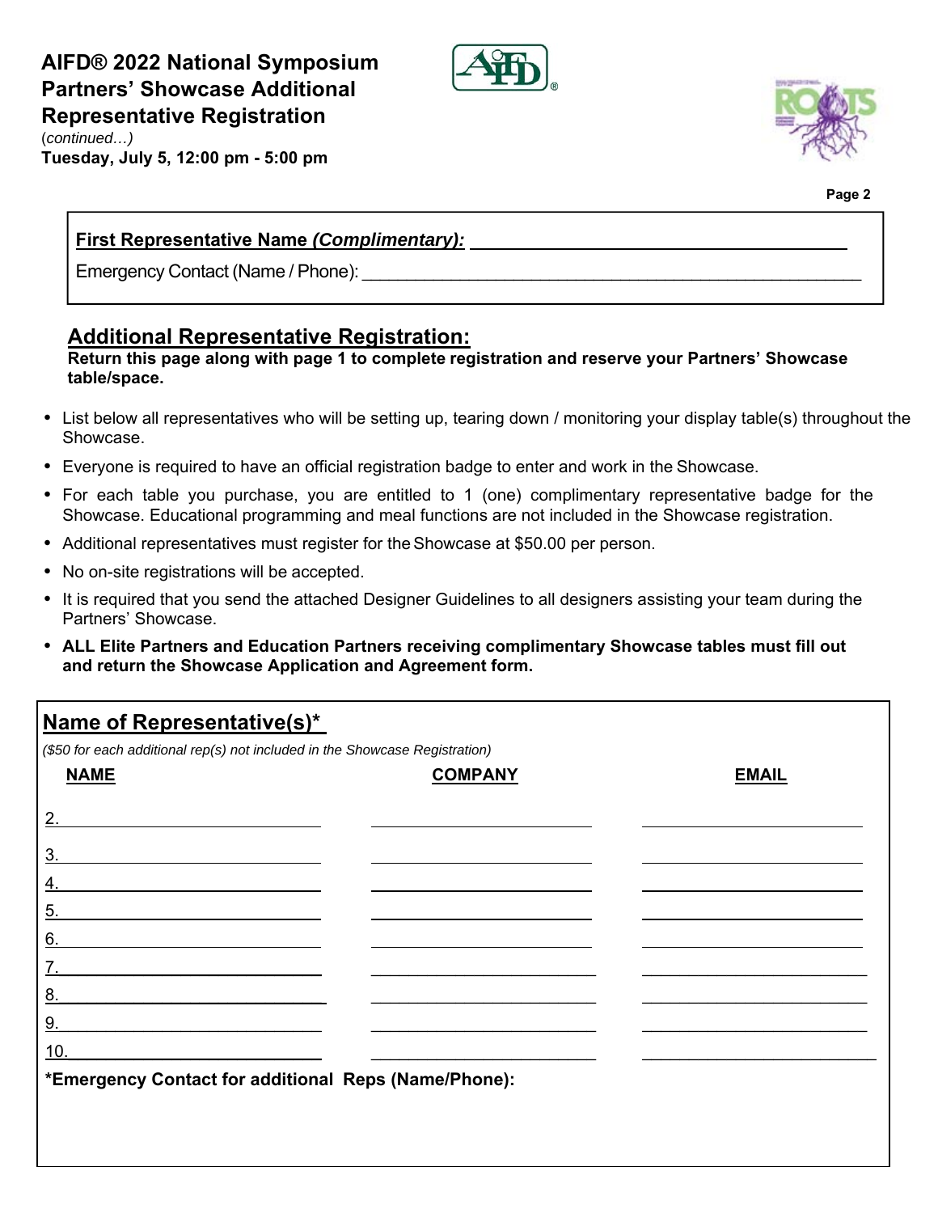# AIFD® 2022 National Symposium Partners' Showcase Additional Representative Registration

(*continued…*)

**Tuesday, July 5, 12:00 pm - 5:00 pm**

**First Representative Name *(Complimentary):*** ______________________________

Emergency Contact (Name / Phone): ______________________________

## Additional Representative Registration:

**Return this page along with page 1 to complete registration and reserve your Partners' Showcase table/space.**

- List below all representatives who will be setting up, tearing down / monitoring your display table(s) throughout the Showcase.
- Everyone is required to have an official registration badge to enter and work in the Showcase.
- For each table you purchase, you are entitled to 1 (one) complimentary representative badge for the Showcase. Educational programming and meal functions are not included in the Showcase registration.
- Additional representatives must register for the Showcase at $50.00 per person.
- No on-site registrations will be accepted.
- It is required that you send the attached Designer Guidelines to all designers assisting your team during the Partners' Showcase.
- **ALL Elite Partners and Education Partners receiving complimentary Showcase tables must fill out and return the Showcase Application and Agreement form.**

## Name of Representative(s)*

*($50 for each additional rep(s) not included in the Showcase Registration)*

| NAME | COMPANY | EMAIL |
|---|---|---|
| 2. | | |
| 3. | | |
| 4. | | |
| 5. | | |
| 6. | | |
| 7. | | |
| 8. | | |
| 9. | | |
| 10. | | |

**\*Emergency Contact for additional Reps (Name/Phone):**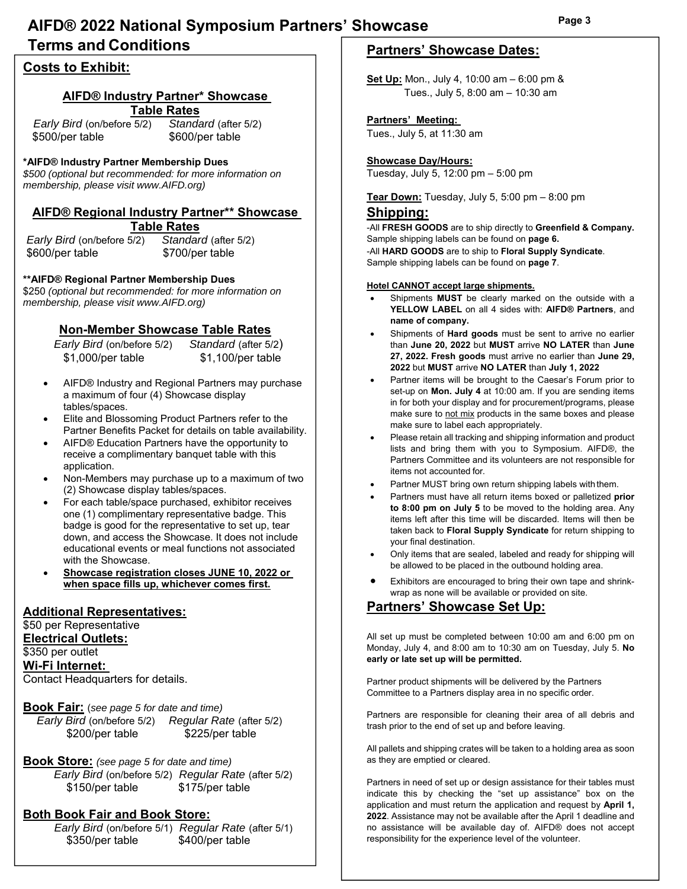# AIFD® 2022 National Symposium Partners' Showcase

# Terms and Conditions

## Costs to Exhibit:

### AIFD® Industry Partner* Showcase Table Rates

| *Early Bird* (on/before 5/2) | *Standard* (after 5/2) |
|---|---|
| $500/per table | $600/per table |

**\*AIFD® Industry Partner Membership Dues**
*$500 (optional but recommended: for more information on membership, please visit www.AIFD.org)*

### AIFD® Regional Industry Partner** Showcase Table Rates

| *Early Bird* (on/before 5/2) | *Standard* (after 5/2) |
|---|---|
| $600/per table | $700/per table |

**\*\*AIFD® Regional Partner Membership Dues**
$250 *(optional but recommended: for more information on membership, please visit www.AIFD.org)*

### Non-Member Showcase Table Rates

| *Early Bird* (on/before 5/2) | *Standard* (after 5/2) |
|---|---|
| $1,000/per table | $1,100/per table |

- AIFD® Industry and Regional Partners may purchase a maximum of four (4) Showcase display tables/spaces.
- Elite and Blossoming Product Partners refer to the Partner Benefits Packet for details on table availability.
- AIFD® Education Partners have the opportunity to receive a complimentary banquet table with this application.
- Non-Members may purchase up to a maximum of two (2) Showcase display tables/spaces.
- For each table/space purchased, exhibitor receives one (1) complimentary representative badge. This badge is good for the representative to set up, tear down, and access the Showcase. It does not include educational events or meal functions not associated with the Showcase.
- **Showcase registration closes JUNE 10, 2022 or when space fills up, whichever comes first.**

## Additional Representatives:
$50 per Representative

## Electrical Outlets:
$350 per outlet

## Wi-Fi Internet:
Contact Headquarters for details.

## Book Fair: (*see page 5 for date and time)*

| *Early Bird* (on/before 5/2) | *Regular Rate* (after 5/2) |
|---|---|
| $200/per table | $225/per table |

## Book Store: *(see page 5 for date and time)*

| *Early Bird* (on/before 5/2) | *Regular Rate* (after 5/2) |
|---|---|
| $150/per table | $175/per table |

## Both Book Fair and Book Store:

| *Early Bird* (on/before 5/1) | *Regular Rate* (after 5/1) |
|---|---|
| $350/per table | $400/per table |

## Partners' Showcase Dates:

**Set Up:** Mon., July 4, 10:00 am – 6:00 pm & Tues., July 5, 8:00 am – 10:30 am

**Partners' Meeting:**
Tues., July 5, at 11:30 am

**Showcase Day/Hours:**
Tuesday, July 5, 12:00 pm – 5:00 pm

**Tear Down:** Tuesday, July 5, 5:00 pm – 8:00 pm

## Shipping:

-All **FRESH GOODS** are to ship directly to **Greenfield & Company.** Sample shipping labels can be found on **page 6.**
-All **HARD GOODS** are to ship to **Floral Supply Syndicate**. Sample shipping labels can be found on **page 7**.

**Hotel CANNOT accept large shipments.**

- Shipments **MUST** be clearly marked on the outside with a **YELLOW LABEL** on all 4 sides with: **AIFD® Partners**, and **name of company.**
- Shipments of **Hard goods** must be sent to arrive no earlier than **June 20, 2022** but **MUST** arrive **NO LATER** than **June 27, 2022. Fresh goods** must arrive no earlier than **June 29, 2022** but **MUST** arrive **NO LATER** than **July 1, 2022**
- Partner items will be brought to the Caesar's Forum prior to set-up on **Mon. July 4** at 10:00 am. If you are sending items in for both your display and for procurement/programs, please make sure to not mix products in the same boxes and please make sure to label each appropriately.
- Please retain all tracking and shipping information and product lists and bring them with you to Symposium. AIFD®, the Partners Committee and its volunteers are not responsible for items not accounted for.
- Partner MUST bring own return shipping labels with them.
- Partners must have all return items boxed or palletized **prior to 8:00 pm on July 5** to be moved to the holding area. Any items left after this time will be discarded. Items will then be taken back to **Floral Supply Syndicate** for return shipping to your final destination.
- Only items that are sealed, labeled and ready for shipping will be allowed to be placed in the outbound holding area.
- Exhibitors are encouraged to bring their own tape and shrink-wrap as none will be available or provided on site.

## Partners' Showcase Set Up:

All set up must be completed between 10:00 am and 6:00 pm on Monday, July 4, and 8:00 am to 10:30 am on Tuesday, July 5. **No early or late set up will be permitted.**

Partner product shipments will be delivered by the Partners Committee to a Partners display area in no specific order.

Partners are responsible for cleaning their area of all debris and trash prior to the end of set up and before leaving.

All pallets and shipping crates will be taken to a holding area as soon as they are emptied or cleared.

Partners in need of set up or design assistance for their tables must indicate this by checking the "set up assistance" box on the application and must return the application and request by **April 1, 2022**. Assistance may not be available after the April 1 deadline and no assistance will be available day of. AIFD® does not accept responsibility for the experience level of the volunteer.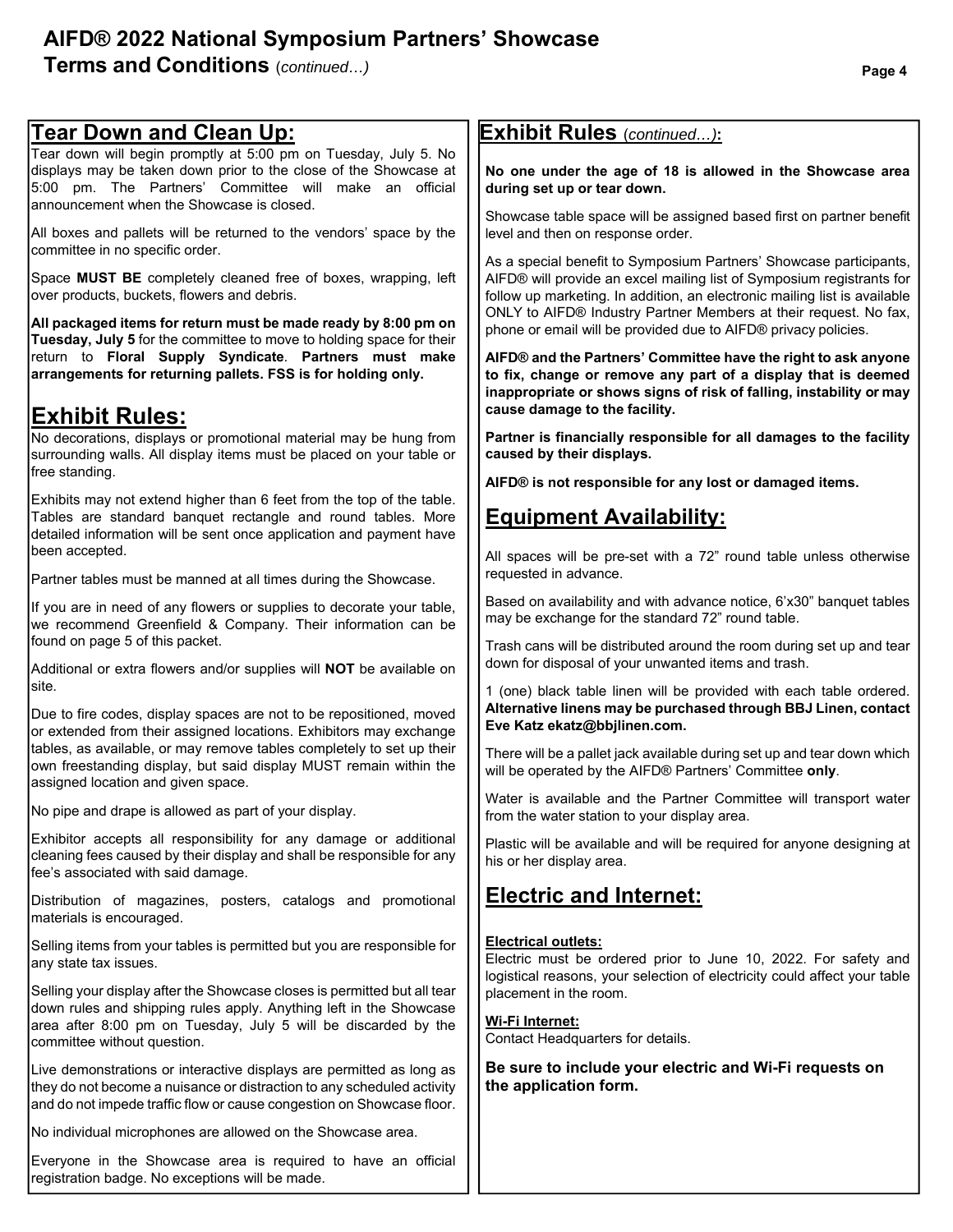# AIFD® 2022 National Symposium Partners' Showcase
## Terms and Conditions (*continued…)*

## Tear Down and Clean Up:

Tear down will begin promptly at 5:00 pm on Tuesday, July 5. No displays may be taken down prior to the close of the Showcase at 5:00 pm. The Partners' Committee will make an official announcement when the Showcase is closed.

All boxes and pallets will be returned to the vendors' space by the committee in no specific order.

Space **MUST BE** completely cleaned free of boxes, wrapping, left over products, buckets, flowers and debris.

**All packaged items for return must be made ready by 8:00 pm on Tuesday, July 5** for the committee to move to holding space for their return to **Floral Supply Syndicate**. **Partners must make arrangements for returning pallets. FSS is for holding only.**

## Exhibit Rules:

No decorations, displays or promotional material may be hung from surrounding walls. All display items must be placed on your table or free standing.

Exhibits may not extend higher than 6 feet from the top of the table. Tables are standard banquet rectangle and round tables. More detailed information will be sent once application and payment have been accepted.

Partner tables must be manned at all times during the Showcase.

If you are in need of any flowers or supplies to decorate your table, we recommend Greenfield & Company. Their information can be found on page 5 of this packet.

Additional or extra flowers and/or supplies will **NOT** be available on site.

Due to fire codes, display spaces are not to be repositioned, moved or extended from their assigned locations. Exhibitors may exchange tables, as available, or may remove tables completely to set up their own freestanding display, but said display MUST remain within the assigned location and given space.

No pipe and drape is allowed as part of your display.

Exhibitor accepts all responsibility for any damage or additional cleaning fees caused by their display and shall be responsible for any fee's associated with said damage.

Distribution of magazines, posters, catalogs and promotional materials is encouraged.

Selling items from your tables is permitted but you are responsible for any state tax issues.

Selling your display after the Showcase closes is permitted but all tear down rules and shipping rules apply. Anything left in the Showcase area after 8:00 pm on Tuesday, July 5 will be discarded by the committee without question.

Live demonstrations or interactive displays are permitted as long as they do not become a nuisance or distraction to any scheduled activity and do not impede traffic flow or cause congestion on Showcase floor.

No individual microphones are allowed on the Showcase area.

Everyone in the Showcase area is required to have an official registration badge. No exceptions will be made.

## Exhibit Rules (*continued…)*:

**No one under the age of 18 is allowed in the Showcase area during set up or tear down.**

Showcase table space will be assigned based first on partner benefit level and then on response order.

As a special benefit to Symposium Partners' Showcase participants, AIFD® will provide an excel mailing list of Symposium registrants for follow up marketing. In addition, an electronic mailing list is available ONLY to AIFD® Industry Partner Members at their request. No fax, phone or email will be provided due to AIFD® privacy policies.

**AIFD® and the Partners' Committee have the right to ask anyone to fix, change or remove any part of a display that is deemed inappropriate or shows signs of risk of falling, instability or may cause damage to the facility.**

**Partner is financially responsible for all damages to the facility caused by their displays.**

**AIFD® is not responsible for any lost or damaged items.**

## Equipment Availability:

All spaces will be pre-set with a 72" round table unless otherwise requested in advance.

Based on availability and with advance notice, 6'x30" banquet tables may be exchange for the standard 72" round table.

Trash cans will be distributed around the room during set up and tear down for disposal of your unwanted items and trash.

1 (one) black table linen will be provided with each table ordered. **Alternative linens may be purchased through BBJ Linen, contact Eve Katz ekatz@bbjlinen.com.**

There will be a pallet jack available during set up and tear down which will be operated by the AIFD® Partners' Committee **only**.

Water is available and the Partner Committee will transport water from the water station to your display area.

Plastic will be available and will be required for anyone designing at his or her display area.

## Electric and Internet:

**Electrical outlets:**
Electric must be ordered prior to June 10, 2022. For safety and logistical reasons, your selection of electricity could affect your table placement in the room.

**Wi-Fi Internet:**
Contact Headquarters for details.

**Be sure to include your electric and Wi-Fi requests on the application form.**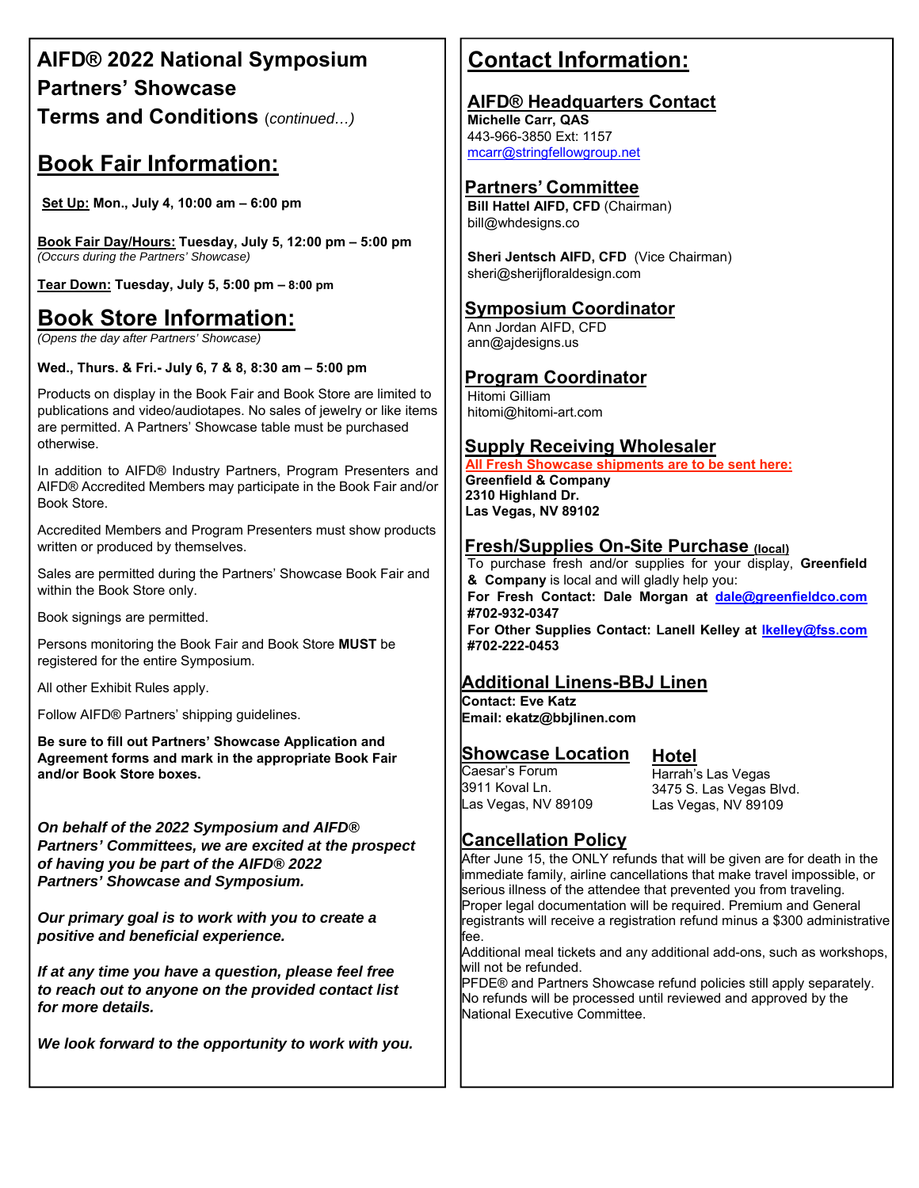# AIFD® 2022 National Symposium Partners' Showcase Terms and Conditions *(continued…)*

## Book Fair Information:

**Set Up:** **Mon., July 4, 10:00 am – 6:00 pm**

**Book Fair Day/Hours:** **Tuesday, July 5, 12:00 pm – 5:00 pm**
*(Occurs during the Partners' Showcase)*

**Tear Down:** **Tuesday, July 5, 5:00 pm – 8:00 pm**

## Book Store Information:

*(Opens the day after Partners' Showcase)*

**Wed., Thurs. & Fri.- July 6, 7 & 8, 8:30 am – 5:00 pm**

Products on display in the Book Fair and Book Store are limited to publications and video/audiotapes. No sales of jewelry or like items are permitted. A Partners' Showcase table must be purchased otherwise.

In addition to AIFD® Industry Partners, Program Presenters and AIFD® Accredited Members may participate in the Book Fair and/or Book Store.

Accredited Members and Program Presenters must show products written or produced by themselves.

Sales are permitted during the Partners' Showcase Book Fair and within the Book Store only.

Book signings are permitted.

Persons monitoring the Book Fair and Book Store **MUST** be registered for the entire Symposium.

All other Exhibit Rules apply.

Follow AIFD® Partners' shipping guidelines.

**Be sure to fill out Partners' Showcase Application and Agreement forms and mark in the appropriate Book Fair and/or Book Store boxes.**

***On behalf of the 2022 Symposium and AIFD® Partners' Committees, we are excited at the prospect of having you be part of the AIFD® 2022 Partners' Showcase and Symposium.***

***Our primary goal is to work with you to create a positive and beneficial experience.***

***If at any time you have a question, please feel free to reach out to anyone on the provided contact list for more details.***

***We look forward to the opportunity to work with you.***

## Contact Information:

### AIFD® Headquarters Contact

**Michelle Carr, QAS**
443-966-3850 Ext: 1157
mcarr@stringfellowgroup.net

### Partners' Committee

**Bill Hattel AIFD, CFD** (Chairman)
bill@whdesigns.co

**Sheri Jentsch AIFD, CFD** (Vice Chairman)
sheri@sherijfloraldesign.com

### Symposium Coordinator

Ann Jordan AIFD, CFD
ann@ajdesigns.us

### Program Coordinator

Hitomi Gilliam
hitomi@hitomi-art.com

### Supply Receiving Wholesaler

**All Fresh Showcase shipments are to be sent here:**
**Greenfield & Company**
**2310 Highland Dr.**
**Las Vegas, NV 89102**

### Fresh/Supplies On-Site Purchase (local)

To purchase fresh and/or supplies for your display, **Greenfield & Company** is local and will gladly help you:
**For Fresh Contact: Dale Morgan at dale@greenfieldco.com #702-932-0347**
**For Other Supplies Contact: Lanell Kelley at lkelley@fss.com #702-222-0453**

### Additional Linens-BBJ Linen

**Contact: Eve Katz**
**Email: ekatz@bbjlinen.com**

### Showcase Location

Caesar's Forum
3911 Koval Ln.
Las Vegas, NV 89109

### Hotel

Harrah's Las Vegas
3475 S. Las Vegas Blvd.
Las Vegas, NV 89109

### Cancellation Policy

After June 15, the ONLY refunds that will be given are for death in the immediate family, airline cancellations that make travel impossible, or serious illness of the attendee that prevented you from traveling. Proper legal documentation will be required. Premium and General registrants will receive a registration refund minus a $300 administrative fee.

Additional meal tickets and any additional add-ons, such as workshops, will not be refunded.

PFDE® and Partners Showcase refund policies still apply separately.

No refunds will be processed until reviewed and approved by the National Executive Committee.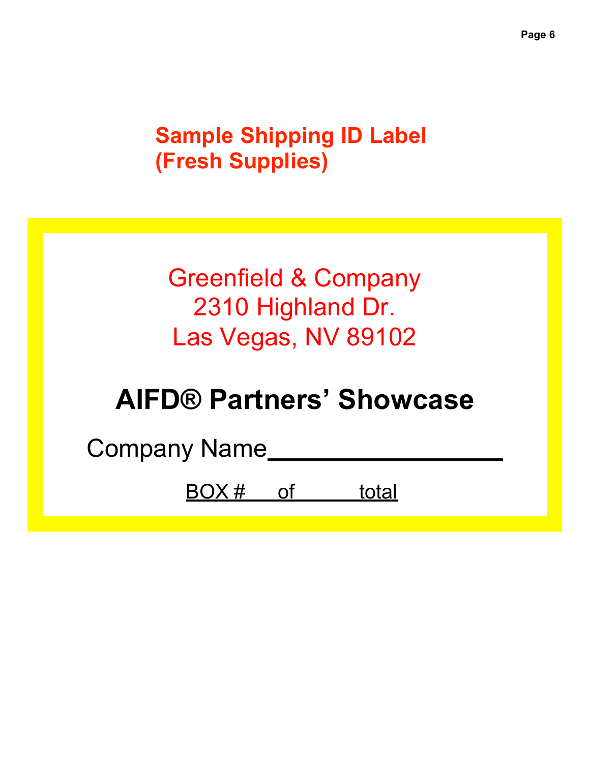## Sample Shipping ID Label (Fresh Supplies)

Greenfield & Company
2310 Highland Dr.
Las Vegas, NV 89102

# AIFD® Partners' Showcase

Company Name____________________

BOX # ___ of ______ total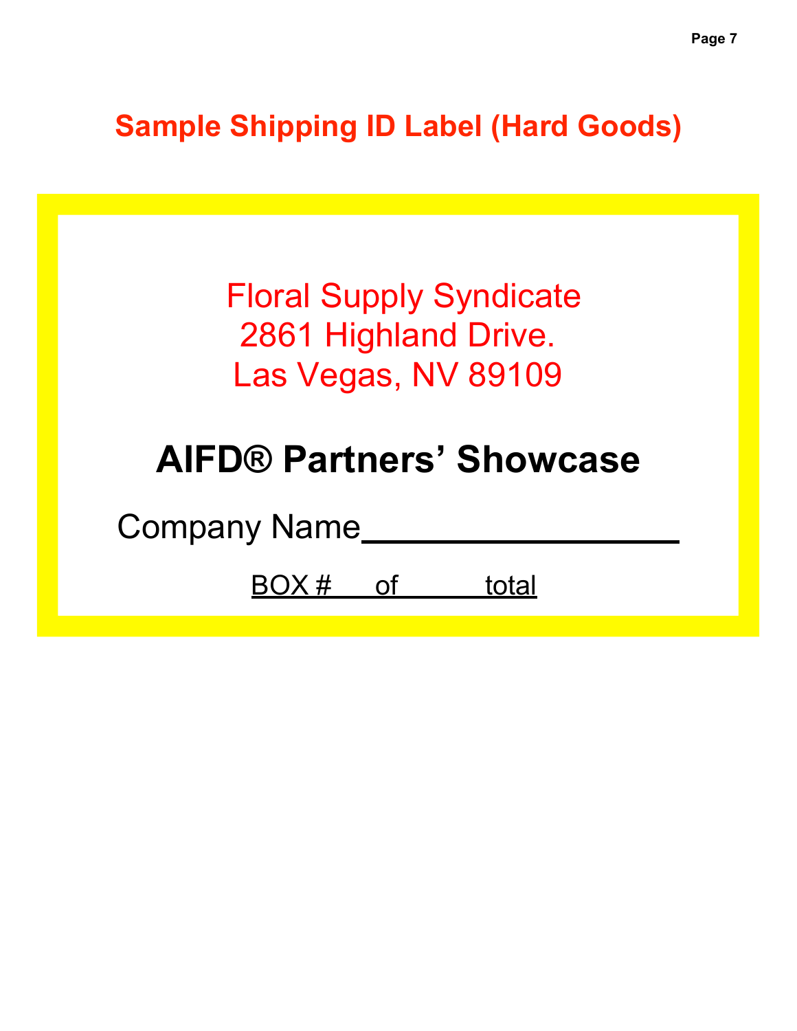# Sample Shipping ID Label (Hard Goods)

Floral Supply Syndicate
2861 Highland Drive.
Las Vegas, NV 89109

## AIFD® Partners' Showcase

Company Name___________________

BOX # ___ of ______ total